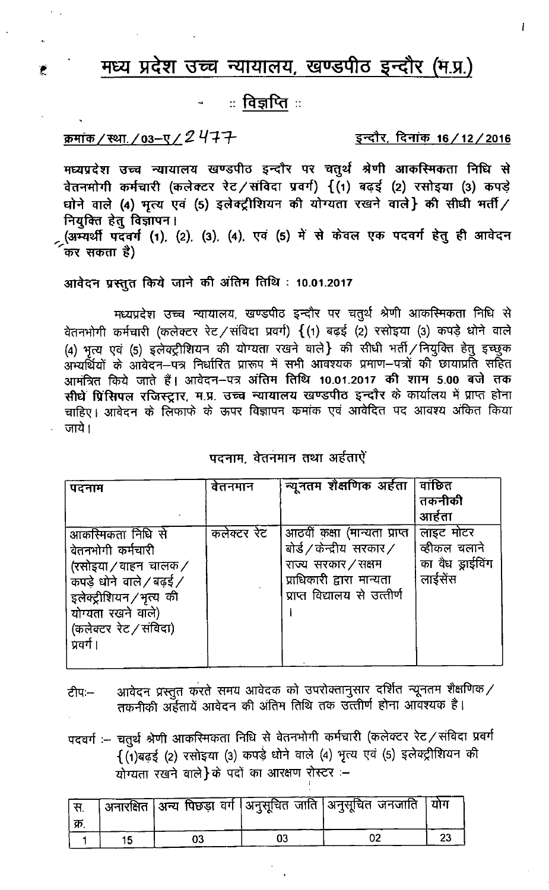# मध्य प्रदेश उच्च न्यायालय, खण्डपीठ इन्दौर (म.प्र.)

## :: विज्ञप्ति ::

क्रमांक/स्था./03–ए/2477 इन्दौर, दिनांक 16/12/2016

**मध्यप्रदेश उच्च न्यायालय खण्डपीठ इन्दौर पर चतुर्थ श्रेणी आकस्मिकता निधि से वेतनभोगी कर्मचारी (कलेक्टर रेट/संविदा प्रवर्ग) {(1) बढ़ई (2) रसोइया (3) कपड़े धोने वाले (4) भृत्य एवं (5) इलेक्ट्रीशियन की योग्यता रखने वाले} की सीधी भर्ती/नियुक्ति हेतु विज्ञापन।**

**(अभ्यर्थी पदवर्ग (1), (2), (3), (4), एवं (5) में से केवल एक पदवर्ग हेतु ही आवेदन कर सकता है)**

**आवेदन प्रस्तुत किये जाने की अंतिम तिथि : 10.01.2017**

मध्यप्रदेश उच्च न्यायालय, खण्डपीठ इन्दौर पर चतुर्थ श्रेणी आकस्मिकता निधि से वेतनभोगी कर्मचारी (कलेक्टर रेट/संविदा प्रवर्ग) {(1) बढ़ई (2) रसोइया (3) कपड़े धोने वाले (4) भृत्य एवं (5) इलेक्ट्रीशियन की योग्यता रखने वाले} की सीधी भर्ती/नियुक्ति हेतु इच्छुक अभ्यर्थियों के आवेदन–पत्र निर्धारित प्रारूप में सभी आवश्यक प्रमाण–पत्रों की छायाप्रति सहित आमंत्रित किये जाते हैं। आवेदन–पत्र **अंतिम तिथि 10.01.2017 की शाम 5.00 बजे तक सीधे प्रिंसिपल रजिस्ट्रार, म.प्र. उच्च न्यायालय खण्डपीठ इन्दौर** के कार्यालय में प्राप्त होना चाहिए। आवेदन के लिफाफे के ऊपर विज्ञापन क्रमांक एवं आवेदित पद आवश्य अंकित किया जाये।

पदनाम, वेतनमान तथा अर्हतायें

| पदनाम | वेतनमान | न्यूनतम शैक्षणिक अर्हता | वांछित तकनीकी आर्हता |
|---|---|---|---|
| आकस्मिकता निधि से वेतनभोगी कर्मचारी (रसोइया/वाहन चालक/कपड़े धोने वाले/बढ़ई/इलेक्ट्रीशियन/भृत्य की योग्यता रखने वाले) (कलेक्टर रेट/संविदा) प्रवर्ग। | कलेक्टर रेट | आठवीं कक्षा (मान्यता प्राप्त बोर्ड/केन्द्रीय सरकार/राज्य सरकार/सक्षम प्राधिकारी द्वारा मान्यता प्राप्त विद्यालय से उत्तीर्ण । | लाइट मोटर व्हीकल चलाने का वैध ड्राईविंग लाईसेंस |

टीपः– आवेदन प्रस्तुत करते समय आवेदक को उपरोक्तानुसार दर्शित न्यूनतम शैक्षणिक/तकनीकी अर्हतायें आवेदन की अंतिम तिथि तक उत्तीर्ण होना आवश्यक है।

पदवर्ग :– चतुर्थ श्रेणी आकस्मिकता निधि से वेतनभोगी कर्मचारी (कलेक्टर रेट/संविदा प्रवर्ग {(1)बढ़ई (2) रसोइया (3) कपड़े धोने वाले (4) भृत्य एवं (5) इलेक्ट्रीशियन की योग्यता रखने वाले} के पदों का आरक्षण रोस्टर :–

| स. क्र. | अनारक्षित | अन्य पिछड़ा वर्ग | अनुसूचित जाति | अनुसूचित जनजाति | योग |
|---|---|---|---|---|---|
| 1 | 15 | 03 | 03 | 02 | 23 |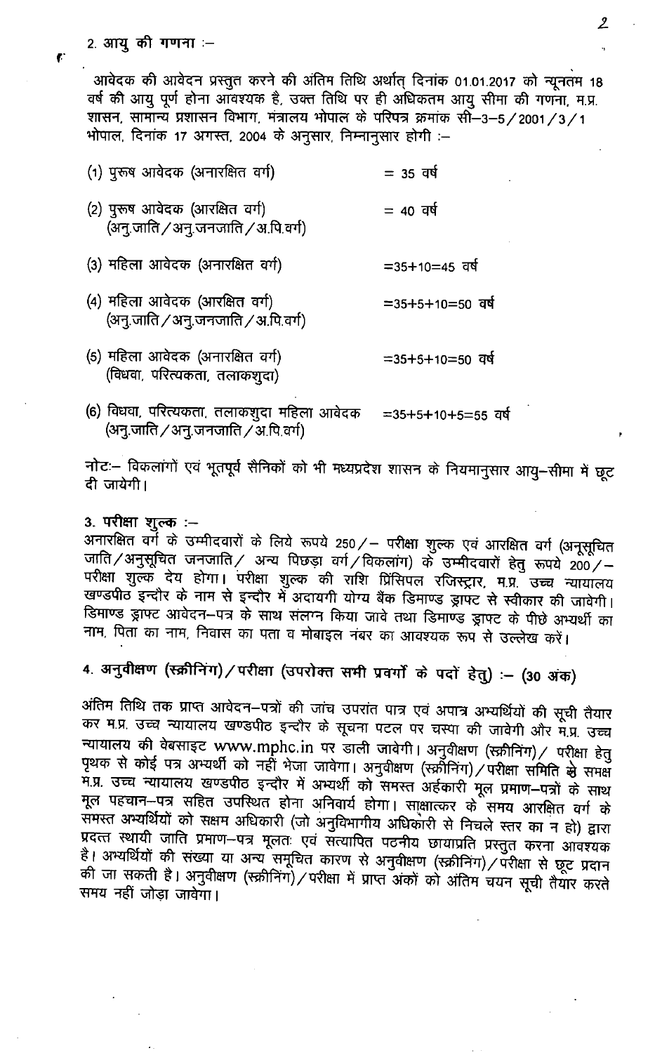### 2. आयु की गणना :–

आवेदक की आवेदन प्रस्तुत करने की अंतिम तिथि अर्थात् दिनांक 01.01.2017 को न्यूनतम 18 वर्ष की आयु पूर्ण होना आवश्यक है, उक्त तिथि पर ही अधिकतम आयु सीमा की गणना, म.प्र. शासन, सामान्य प्रशासन विभाग, मंत्रालय भोपाल के परिपत्र क्रमांक सी–3–5/2001/3/1 भोपाल, दिनांक 17 अगस्त, 2004 के अनुसार, निम्नानुसार होगी :–

| | |
|---|---|
| (1) पुरूष आवेदक (अनारक्षित वर्ग) | = 35 वर्ष |
| (2) पुरूष आवेदक (आरक्षित वर्ग) (अनु.जाति/अनु.जनजाति/अ.पि.वर्ग) | = 40 वर्ष |
| (3) महिला आवेदक (अनारक्षित वर्ग) | =35+10=45 वर्ष |
| (4) महिला आवेदक (आरक्षित वर्ग) (अनु.जाति/अनु.जनजाति/अ.पि.वर्ग) | =35+5+10=50 वर्ष |
| (5) महिला आवेदक (अनारक्षित वर्ग) (विधवा, परित्यकता, तलाकशुदा) | =35+5+10=50 वर्ष |
| (6) विधवा, परित्यकता, तलाकशुदा महिला आवेदक (अनु.जाति/अनु.जनजाति/अ.पि.वर्ग) | =35+5+10+5=55 वर्ष |

नोटः– विकलांगों एवं भूतपूर्व सैनिकों को भी मध्यप्रदेश शासन के नियमानुसार आयु–सीमा में छूट दी जायेगी।

### 3. परीक्षा शुल्क :–

अनारक्षित वर्ग के उम्मीदवारों के लिये रूपये 250/– परीक्षा शुल्क एवं आरक्षित वर्ग (अनूसूचित जाति/अनुसूचित जनजाति/ अन्य पिछड़ा वर्ग/विकलांग) के उम्मीदवारों हेतु रूपये 200/– परीक्षा शुल्क देय होगा। परीक्षा शुल्क की राशि प्रिंसिपल रजिस्ट्रार, म.प्र. उच्च न्यायालय खण्डपीठ इन्दौर के नाम से इन्दौर में अदायगी योग्य बैंक डिमाण्ड ड्राफ्ट से स्वीकार की जावेगी। डिमाण्ड ड्राफ्ट आवेदन–पत्र के साथ संलग्न किया जावे तथा डिमाण्ड ड्राफ्ट के पीछे अभ्यर्थी का नाम, पिता का नाम, निवास का पता व मोबाइल नंबर का आवश्यक रूप से उल्लेख करें।

### 4. अनुवीक्षण (स्क्रीनिंग)/परीक्षा (उपरोक्त सभी प्रवर्गों के पदों हेतु) :– (30 अंक)

अंतिम तिथि तक प्राप्त आवेदन–पत्रों की जांच उपरांत पात्र एवं अपात्र अभ्यर्थियों की सूची तैयार कर म.प्र. उच्च न्यायालय खण्डपीठ इन्दौर के सूचना पटल पर चस्पा की जावेगी और म.प्र. उच्च न्यायालय की वेबसाइट www.mphc.in पर डाली जावेगी। अनुवीक्षण (स्क्रीनिंग)/ परीक्षा हेतु पृथक से कोई पत्र अभ्यर्थी को नहीं भेजा जावेगा। अनुवीक्षण (स्क्रीनिंग)/परीक्षा समिति के समक्ष म.प्र. उच्च न्यायालय खण्डपीठ इन्दौर में अभ्यर्थी को समस्त अर्हकारी मूल प्रमाण–पत्रों के साथ मूल पहचान–पत्र सहित उपस्थित होना अनिवार्य होगा। साक्षात्कार के समय आरक्षित वर्ग के समस्त अभ्यर्थियों को सक्षम अधिकारी (जो अनुविभागीय अधिकारी से निचले स्तर का न हो) द्वारा प्रदत्त स्थायी जाति प्रमाण–पत्र मूलतः एवं सत्यापित पठनीय छायाप्रति प्रस्तुत करना आवश्यक है। अभ्यर्थियों की संख्या या अन्य समूचित कारण से अनुवीक्षण (स्क्रीनिंग)/परीक्षा से छूट प्रदान की जा सकती है। अनुवीक्षण (स्क्रीनिंग)/परीक्षा में प्राप्त अंकों को अंतिम चयन सूची तैयार करते समय नहीं जोड़ा जावेगा।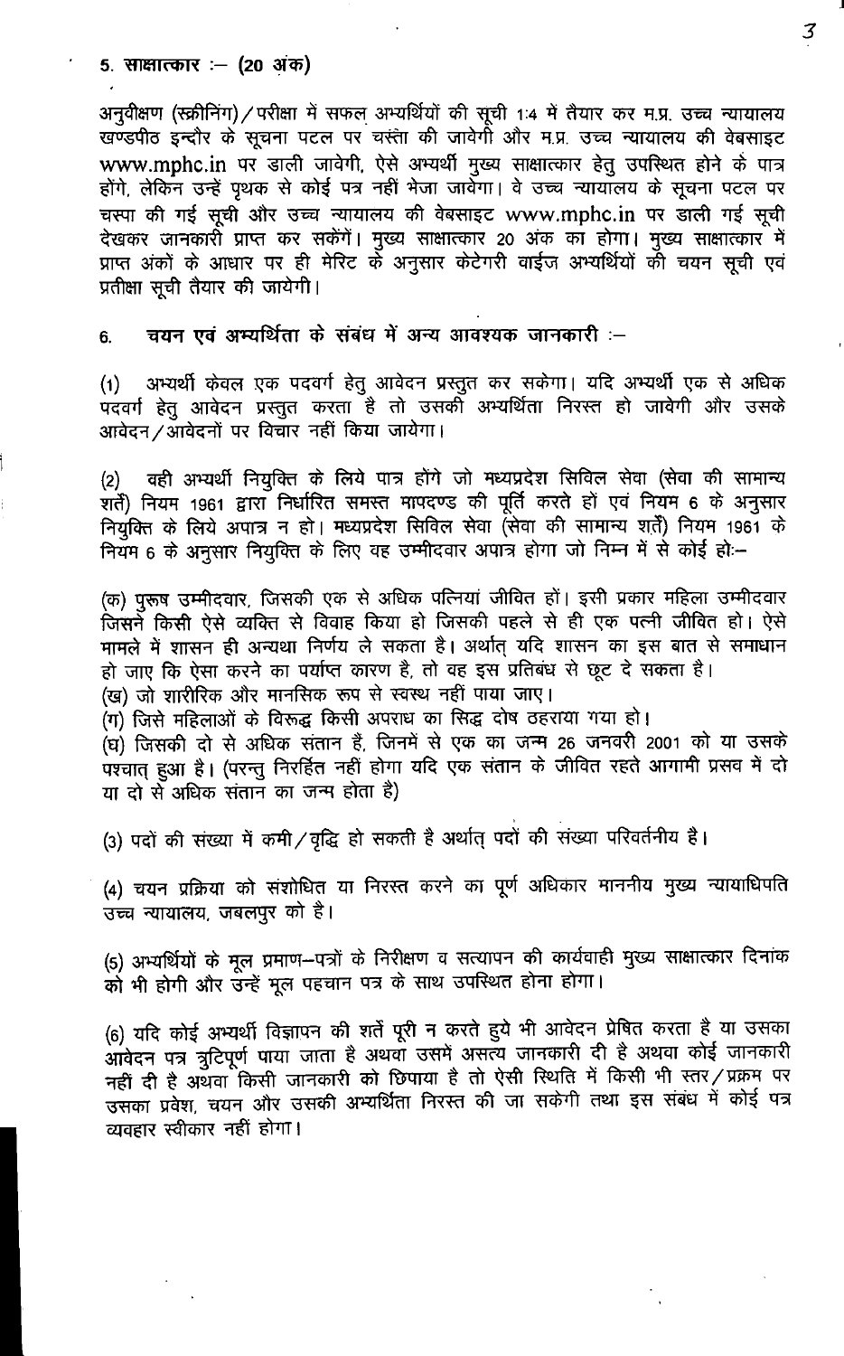## 5. साक्षात्कार :– (20 अंक)

अनुवीक्षण (स्क्रीनिंग) / परीक्षा में सफल अभ्यर्थियों की सूची 1:4 में तैयार कर म.प्र. उच्च न्यायालय खण्डपीठ इन्दौर के सूचना पटल पर चस्पा की जावेगी और म.प्र. उच्च न्यायालय की वेबसाइट www.mphc.in पर डाली जावेगी, ऐसे अभ्यर्थी मुख्य साक्षात्कार हेतु उपस्थित होने के पात्र होंगे, लेकिन उन्हें पृथक से कोई पत्र नहीं भेजा जावेगा। वे उच्च न्यायालय के सूचना पटल पर चस्पा की गई सूची और उच्च न्यायालय की वेबसाइट www.mphc.in पर डाली गई सूची देखकर जानकारी प्राप्त कर सकेंगें। मुख्य साक्षात्कार 20 अंक का होगा। मुख्य साक्षात्कार में प्राप्त अंकों के आधार पर ही मेरिट के अनुसार केटेगरी वाईज अभ्यर्थियों की चयन सूची एवं प्रतीक्षा सूची तैयार की जायेगी।

## 6. चयन एवं अभ्यर्थिता के संबंध में अन्य आवश्यक जानकारी :–

(1) अभ्यर्थी केवल एक पदवर्ग हेतु आवेदन प्रस्तुत कर सकेगा। यदि अभ्यर्थी एक से अधिक पदवर्ग हेतु आवेदन प्रस्तुत करता है तो उसकी अभ्यर्थिता निरस्त हो जावेगी और उसके आवेदन / आवेदनों पर विचार नहीं किया जायेगा।

(2) वही अभ्यर्थी नियुक्ति के लिये पात्र होंगे जो मध्यप्रदेश सिविल सेवा (सेवा की सामान्य शर्तें) नियम 1961 द्वारा निर्धारित समस्त मापदण्ड की पूर्ति करते हों एवं नियम 6 के अनुसार नियुक्ति के लिये अपात्र न हो। मध्यप्रदेश सिविल सेवा (सेवा की सामान्य शर्तें) नियम 1961 के नियम 6 के अनुसार नियुक्ति के लिए वह उम्मीदवार अपात्र होगा जो निम्न में से कोई हो:–

(क) पुरूष उम्मीदवार, जिसकी एक से अधिक पत्नियां जीवित हों। इसी प्रकार महिला उम्मीदवार जिसने किसी ऐसे व्यक्ति से विवाह किया हो जिसकी पहले से ही एक पत्नी जीवित हो। ऐसे मामले में शासन ही अन्यथा निर्णय ले सकता है। अर्थात् यदि शासन का इस बात से समाधान हो जाए कि ऐसा करने का पर्याप्त कारण है, तो वह इस प्रतिबंध से छूट दे सकता है।
(ख) जो शारीरिक और मानसिक रूप से स्वस्थ नहीं पाया जाए।
(ग) जिसे महिलाओं के विरूद्ध किसी अपराध का सिद्ध दोष ठहराया गया हो।
(घ) जिसकी दो से अधिक संतान हैं, जिनमें से एक का जन्म 26 जनवरी 2001 को या उसके पश्चात् हुआ है। (परन्तु निरर्हित नहीं होगा यदि एक संतान के जीवित रहते आगामी प्रसव में दो या दो से अधिक संतान का जन्म होता है)

(3) पदों की संख्या में कमी / वृद्धि हो सकती है अर्थात् पदों की संख्या परिवर्तनीय है।

(4) चयन प्रक्रिया को संशोधित या निरस्त करने का पूर्ण अधिकार माननीय मुख्य न्यायाधिपति उच्च न्यायालय, जबलपुर को है।

(5) अभ्यर्थियों के मूल प्रमाण–पत्रों के निरीक्षण व सत्यापन की कार्यवाही मुख्य साक्षात्कार दिनांक को भी होगी और उन्हें मूल पहचान पत्र के साथ उपस्थित होना होगा।

(6) यदि कोई अभ्यर्थी विज्ञापन की शर्तें पूरी न करते हुये भी आवेदन प्रेषित करता है या उसका आवेदन पत्र त्रुटिपूर्ण पाया जाता है अथवा उसमें असत्य जानकारी दी है अथवा कोई जानकारी नहीं दी है अथवा किसी जानकारी को छिपाया है तो ऐसी स्थिति में किसी भी स्तर / प्रक्रम पर उसका प्रवेश, चयन और उसकी अभ्यर्थिता निरस्त की जा सकेगी तथा इस संबंध में कोई पत्र व्यवहार स्वीकार नहीं होगा।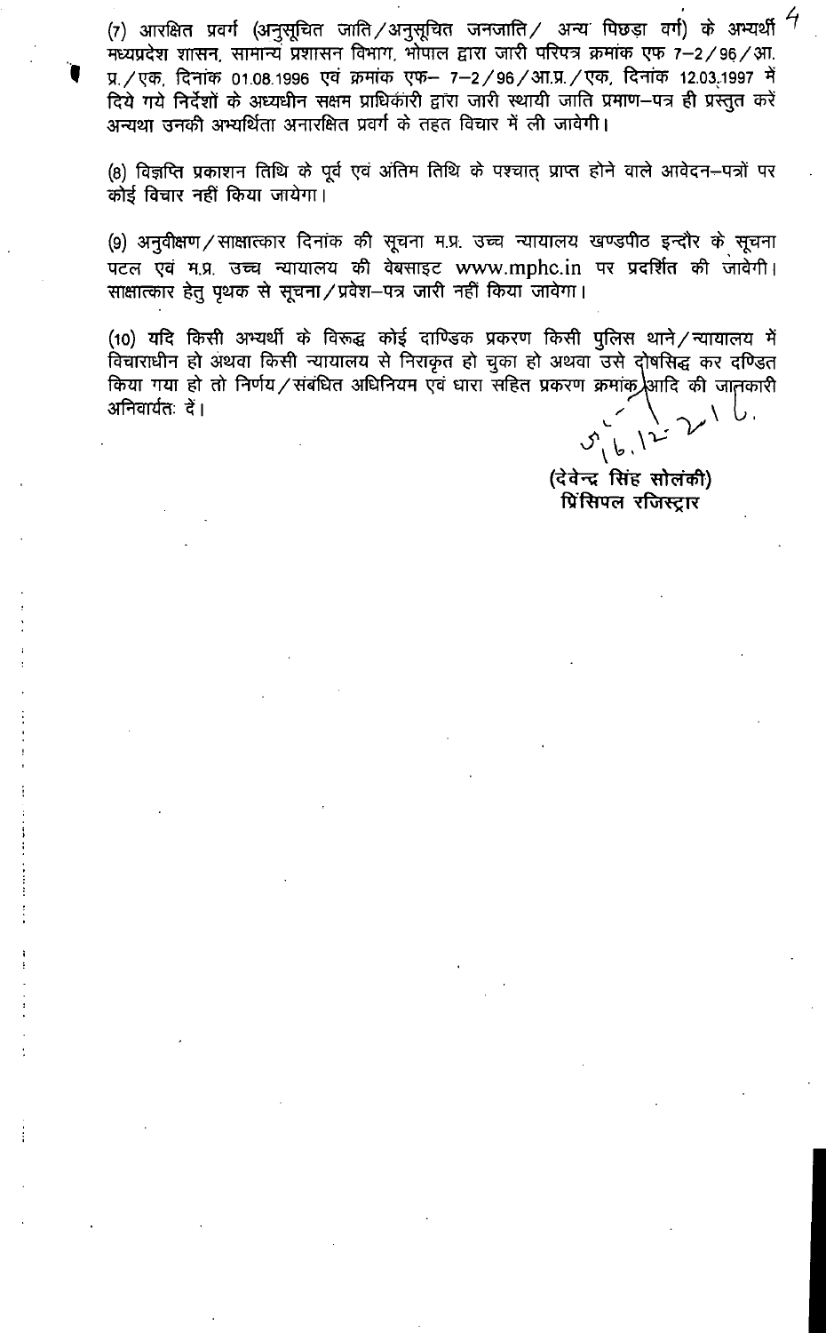(7) आरक्षित प्रवर्ग (अनुसूचित जाति/अनुसूचित जनजाति/ अन्य पिछड़ा वर्ग) के अभ्यर्थी मध्यप्रदेश शासन, सामान्य प्रशासन विभाग, भोपाल द्वारा जारी परिपत्र क्रमांक एफ 7–2/96/आ.प्र./एक, दिनांक 01.08.1996 एवं क्रमांक एफ– 7–2/96/आ.प्र./एक, दिनांक 12.03.1997 में दिये गये निर्देशों के अध्यधीन सक्षम प्राधिकारी द्वारा जारी स्थायी जाति प्रमाण–पत्र ही प्रस्तुत करें अन्यथा उनकी अभ्यर्थिता अनारक्षित प्रवर्ग के तहत विचार में ली जावेगी।

(8) विज्ञप्ति प्रकाशन तिथि के पूर्व एवं अंतिम तिथि के पश्चात् प्राप्त होने वाले आवेदन–पत्रों पर कोई विचार नहीं किया जायेगा।

(9) अनुवीक्षण/साक्षात्कार दिनांक की सूचना म.प्र. उच्च न्यायालय खण्डपीठ इन्दौर के सूचना पटल एवं म.प्र. उच्च न्यायालय की वेबसाइट www.mphc.in पर प्रदर्शित की जावेगी। साक्षात्कार हेतु पृथक से सूचना/प्रवेश–पत्र जारी नहीं किया जावेगा।

(10) यदि किसी अभ्यर्थी के विरूद्ध कोई दाण्डिक प्रकरण किसी पुलिस थाने/न्यायालय में विचाराधीन हो अथवा किसी न्यायालय से निराकृत हो चुका हो अथवा उसे दोषसिद्ध कर दण्डित किया गया हो तो निर्णय/संबंधित अधिनियम एवं धारा सहित प्रकरण क्रमांक आदि की जानकारी अनिवार्यतः दें।

5.6.12-2016.

(देवेन्द्र सिंह सोलंकी)
प्रिंसिपल रजिस्ट्रार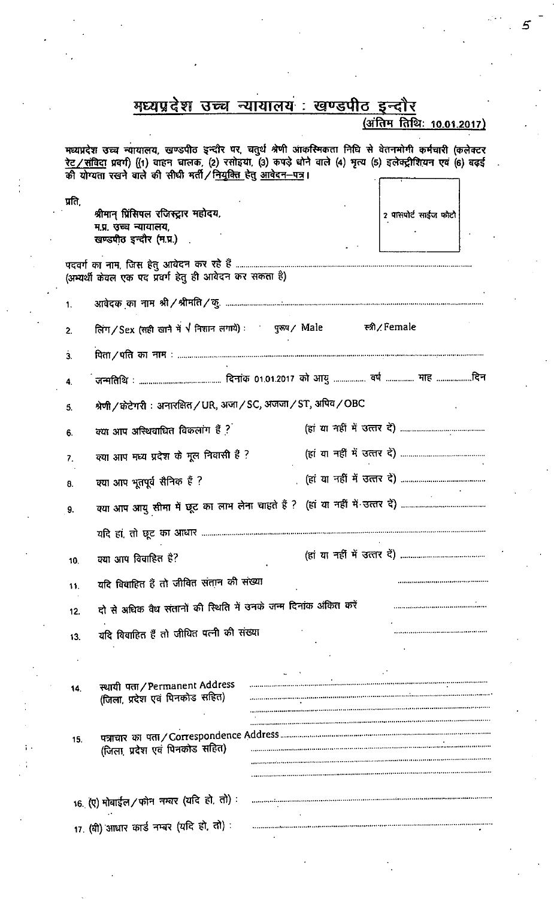# <u>मध्यप्रदेश उच्च न्यायालय : खण्डपीठ इन्दौर</u>

**<u>(अंतिम तिथि: 10.01.2017)</u>**

मध्यप्रदेश उच्च न्यायालय, खण्डपीठ इन्दौर पर, चतुर्थ श्रेणी आकस्मिकता निधि से वेतनभोगी कर्मचारी (कलेक्टर रेट/संविदा प्रवर्ग) [(1) वाहन चालक, (2) रसोइया, (3) कपड़े धोने वाले (4) भृत्य (5) इलेक्ट्रीशियन एवं (6) बढ़ई की योग्यता रखने वाले की सीधी भर्ती/नियुक्ति हेतु आवेदन–पत्र।

प्रति,

श्रीमान् प्रिंसिपल रजिस्ट्रार महोदय,
म.प्र. उच्च न्यायालय,
खण्डपीठ इन्दौर (म.प्र.)

| 2 पासपोर्ट साईज फोटो |
|---|

पदवर्ग का नाम, जिस हेतु आवेदन कर रहे हैं ..................................................
(अभ्यर्थी केवल एक पद प्रवर्ग हेतु ही आवेदन कर सकता है)

1. आवेदक का नाम श्री/श्रीमति/कु. ..................................................
2. लिंग/Sex (सही खाने में √ निशान लगायें) : पुरूष/ Male स्त्री/Female
3. पिता/पति का नाम : ..................................................
4. जन्मतिथि : .............................. दिनांक 01.01.2017 को आयु ............ वर्ष ........... माह ...............दिन
5. श्रेणी/केटेगरी : अनारक्षित/UR, अजा/SC, अजजा/ST, अपिव/OBC
6. क्या आप अस्थिवाधित विकलांग हैं ? (हां या नहीं में उत्तर दें) ..............................
7. क्या आप मध्य प्रदेश के मूल निवासी हैं ? (हां या नहीं में उत्तर दें) ..............................
8. क्या आप भूतपूर्व सैनिक हैं ? (हां या नहीं में उत्तर दें) ..............................
9. क्या आप आयु सीमा में छूट का लाभ लेना चाहते हैं ? (हां या नहीं में उत्तर दें) ..............................

   यदि हां, तो छूट का आधार ..................................................
10. क्या आप विवाहित है? (हां या नहीं में उत्तर दें) ..............................
11. यदि विवाहित हैं तो जीवित संतान की संख्या ..............................
12. दो से अधिक वैध संतानों की स्थिति में उनके जन्म दिनांक अंकित करें ..............................
13. यदि विवाहित हैं तो जीवित पत्नी की संख्या ..............................
14. स्थायी पता/Permanent Address
    (जिला, प्रदेश एवं पिनकोड सहित) ..................................................
15. पत्राचार का पता/Correspondence Address
    (जिला, प्रदेश एवं पिनकोड सहित) ..................................................
16. (ए) मोबाईल/फोन नम्बर (यदि हो, तो) : ..................................................
17. (बी) आधार कार्ड नम्बर (यदि हो, तो) : ..................................................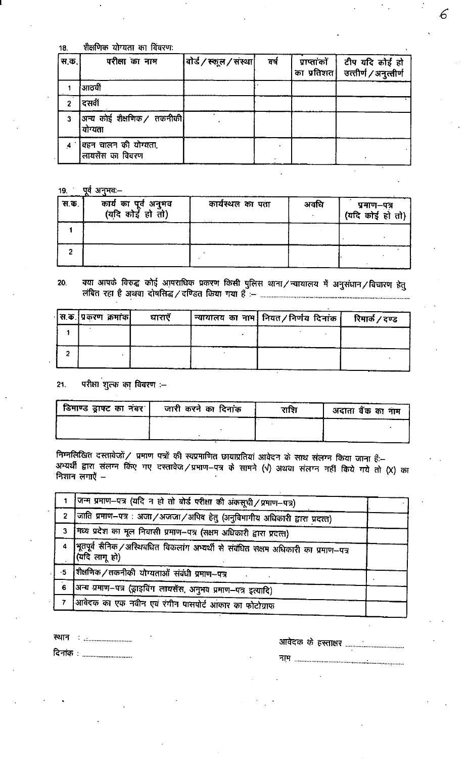18. शैक्षणिक योग्यता का विवरण:

| स.क. | परीक्षा का नाम | बोर्ड/स्कूल/संस्था | वर्ष | प्राप्तांकों का प्रतिशत | टीप यदि कोई हो उत्तीर्ण/अनुत्तीर्ण |
|---|---|---|---|---|---|
| 1 | आठवीं | | | | |
| 2 | दसवीं | | | | |
| 3 | अन्य कोई शैक्षणिक/ तकनीकी योग्यता | | | | |
| 4 | वहन चालन की योग्यता, लायसेंस का विवरण | | | | |

19. पूर्व अनुभव:–

| स.क. | कार्य का पूर्व अनुभव (यदि कोई हो तो) | कार्यस्थल का पता | अवधि | प्रमाण–पत्र (यदि कोई हो तो) |
|---|---|---|---|---|
| 1 | | | | |
| 2 | | | | |

20. क्या आपके विरुद्ध कोई आपराधिक प्रकरण किसी पुलिस थाना/न्यायालय में अनुसंधान/विचारण हेतु लंबित रहा है अथवा दोषसिद्ध/दण्डित किया गया है :– ..........................................................................

| स.क. | प्रकरण क्रमांक | धाराएँ | न्यायालय का नाम | नियत/निर्णय दिनांक | रिमार्क/दण्ड |
|---|---|---|---|---|---|
| 1 | | | | | |
| 2 | | | | | |

21. परीक्षा शुल्क का विवरण :–

| डिमाण्ड ड्राफ्ट का नंबर | जारी करने का दिनांक | राशि | अदाता बैंक का नाम |
|---|---|---|---|
| | | | |

निम्नलिखित दस्तावेजों/ प्रमाण पत्रों की स्वप्रमाणित छायाप्रतियां आवेदन के साथ संलग्न किया जाना है:–
अभ्यर्थी द्वारा संलग्न किए गए दस्तावेज/प्रमाण–पत्र के सामने (√) अथवा संलग्न नहीं किये गये तो (X) का निशान लगाऐं –

| | | |
|---|---|---|
| 1 | जन्म प्रमाण–पत्र (यदि न हो तो बोर्ड परीक्षा की अंकसूची/प्रमाण–पत्र) | |
| 2 | जाति प्रमाण–पत्र : अजा/अजजा/अपिव हेतु (अनुविभागीय अधिकारी द्वारा प्रदत्त) | |
| 3 | मध्य प्रदेश का मूल निवासी प्रमाण–पत्र (सक्षम अधिकारी द्वारा प्रदत्त) | |
| 4 | भूतपूर्व सैनिक/अस्थिबधित विकलांग अभ्यर्थी से संबंधित सक्षम अधिकारी का प्रमाण–पत्र (यदि लागू हो) | |
| 5 | शैक्षणिक/तकनीकी योग्यताओं संबंधी प्रमाण–पत्र | |
| 6 | अन्य प्रमाण–पत्र (ड्राइविंग लायसेंस, अनुभव प्रमाण–पत्र इत्यादि) | |
| 7 | आवेदक का एक नवीन एवं रंगीन पासपोर्ट आकार का फोटोग्राफ | |

स्थान : ..........................

दिनांक : ..........................

आवेदक के हस्ताक्षर ..........................

नाम ..........................................................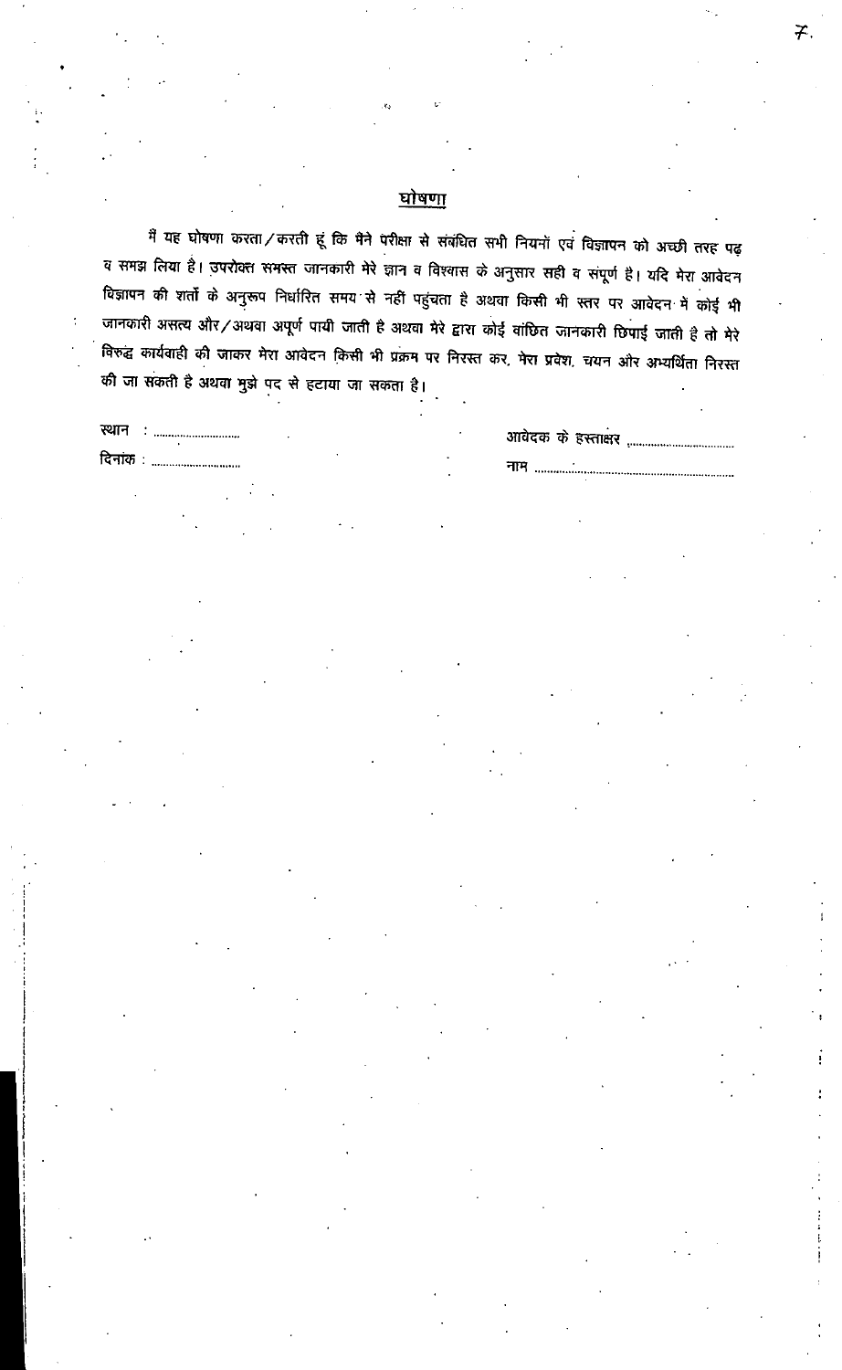## घोषणा

मैं यह घोषणा करता/करती हूं कि मैंने परीक्षा से संबंधित सभी नियमों एवं विज्ञापन को अच्छी तरह पढ़ व समझ लिया है। उपरोक्त समस्त जानकारी मेरे ज्ञान व विश्वास के अनुसार सही व संपूर्ण है। यदि मेरा आवेदन विज्ञापन की शर्तों के अनुरूप निर्धारित समय से नहीं पहुंचता है अथवा किसी भी स्तर पर आवेदन में कोई भी जानकारी असत्य और/अथवा अपूर्ण पायी जाती है अथवा मेरे द्वारा कोई वांछित जानकारी छिपाई जाती है तो मेरे विरुद्ध कार्यवाही की जाकर मेरा आवेदन किसी भी प्रक्रम पर निरस्त कर, मेरा प्रवेश, चयन और अभ्यर्थिता निरस्त की जा सकती है अथवा मुझे पद से हटाया जा सकता है।

स्थान : ............................ आवेदक के हस्ताक्षर ..................................

दिनांक : ............................ नाम ..............................................................